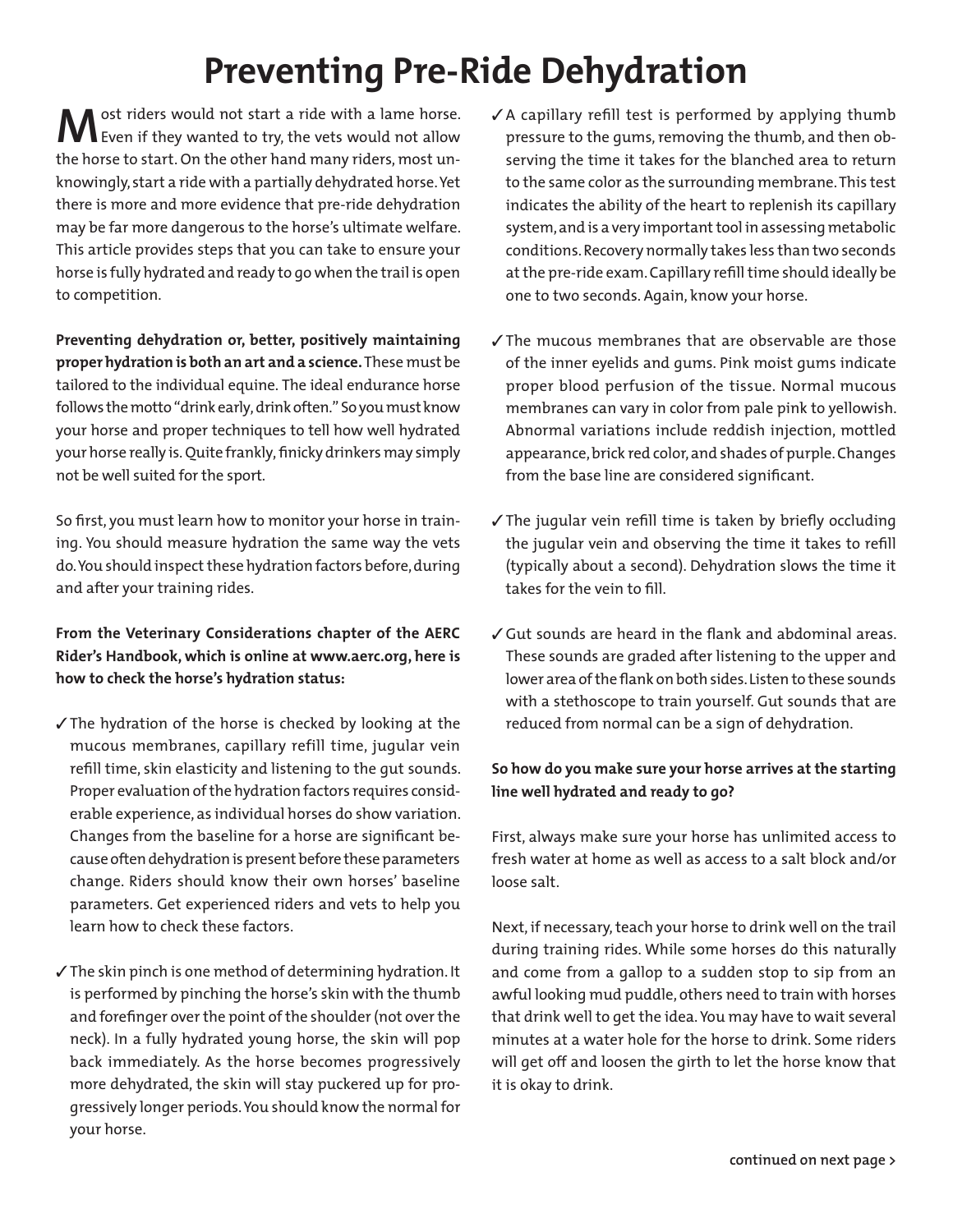# Preventing Pre-Ride Dehydration

Most riders would not start a ride with a lame horse. Even if they wanted to try, the vets would not allow the horse to start. On the other hand many riders, most unknowingly, start a ride with a partially dehydrated horse. Yet there is more and more evidence that pre-ride dehydration may be far more dangerous to the horse's ultimate welfare. This article provides steps that you can take to ensure your horse is fully hydrated and ready to go when the trail is open to competition.

**Preventing dehydration or, better, positively maintaining proper hydration is both an art and a science.** These must be tailored to the individual equine. The ideal endurance horse follows the motto "drink early, drink often." So you must know your horse and proper techniques to tell how well hydrated your horse really is. Quite frankly, finicky drinkers may simply not be well suited for the sport.

So first, you must learn how to monitor your horse in training. You should measure hydration the same way the vets do. You should inspect these hydration factors before, during and after your training rides.

**From the Veterinary Considerations chapter of the AERC Rider's Handbook, which is online at www.aerc.org, here is how to check the horse's hydration status:**

- ✓ The hydration of the horse is checked by looking at the mucous membranes, capillary refill time, jugular vein refill time, skin elasticity and listening to the gut sounds. Proper evaluation of the hydration factors requires considerable experience, as individual horses do show variation. Changes from the baseline for a horse are significant because often dehydration is present before these parameters change. Riders should know their own horses' baseline parameters. Get experienced riders and vets to help you learn how to check these factors.

- ✓ The skin pinch is one method of determining hydration. It is performed by pinching the horse's skin with the thumb and forefinger over the point of the shoulder (not over the neck). In a fully hydrated young horse, the skin will pop back immediately. As the horse becomes progressively more dehydrated, the skin will stay puckered up for progressively longer periods. You should know the normal for your horse.

- ✓ A capillary refill test is performed by applying thumb pressure to the gums, removing the thumb, and then observing the time it takes for the blanched area to return to the same color as the surrounding membrane. This test indicates the ability of the heart to replenish its capillary system, and is a very important tool in assessing metabolic conditions. Recovery normally takes less than two seconds at the pre-ride exam. Capillary refill time should ideally be one to two seconds. Again, know your horse.

- ✓ The mucous membranes that are observable are those of the inner eyelids and gums. Pink moist gums indicate proper blood perfusion of the tissue. Normal mucous membranes can vary in color from pale pink to yellowish. Abnormal variations include reddish injection, mottled appearance, brick red color, and shades of purple. Changes from the base line are considered significant.

- ✓ The jugular vein refill time is taken by briefly occluding the jugular vein and observing the time it takes to refill (typically about a second). Dehydration slows the time it takes for the vein to fill.

- ✓ Gut sounds are heard in the flank and abdominal areas. These sounds are graded after listening to the upper and lower area of the flank on both sides. Listen to these sounds with a stethoscope to train yourself. Gut sounds that are reduced from normal can be a sign of dehydration.

**So how do you make sure your horse arrives at the starting line well hydrated and ready to go?**

First, always make sure your horse has unlimited access to fresh water at home as well as access to a salt block and/or loose salt.

Next, if necessary, teach your horse to drink well on the trail during training rides. While some horses do this naturally and come from a gallop to a sudden stop to sip from an awful looking mud puddle, others need to train with horses that drink well to get the idea. You may have to wait several minutes at a water hole for the horse to drink. Some riders will get off and loosen the girth to let the horse know that it is okay to drink.

**continued on next page >**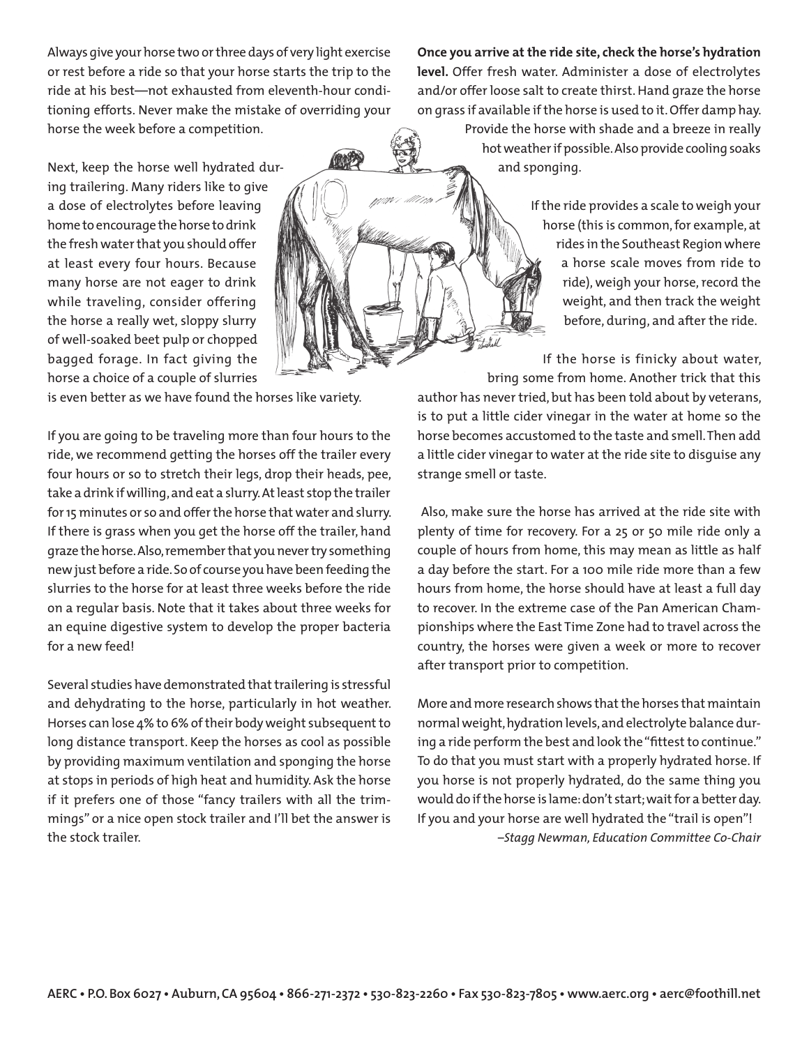Always give your horse two or three days of very light exercise or rest before a ride so that your horse starts the trip to the ride at his best—not exhausted from eleventh-hour conditioning efforts. Never make the mistake of overriding your horse the week before a competition.

Next, keep the horse well hydrated during trailering. Many riders like to give a dose of electrolytes before leaving home to encourage the horse to drink the fresh water that you should offer at least every four hours. Because many horse are not eager to drink while traveling, consider offering the horse a really wet, sloppy slurry of well-soaked beet pulp or chopped bagged forage. In fact giving the horse a choice of a couple of slurries is even better as we have found the horses like variety.

If you are going to be traveling more than four hours to the ride, we recommend getting the horses off the trailer every four hours or so to stretch their legs, drop their heads, pee, take a drink if willing, and eat a slurry. At least stop the trailer for 15 minutes or so and offer the horse that water and slurry. If there is grass when you get the horse off the trailer, hand graze the horse. Also, remember that you never try something new just before a ride. So of course you have been feeding the slurries to the horse for at least three weeks before the ride on a regular basis. Note that it takes about three weeks for an equine digestive system to develop the proper bacteria for a new feed!

Several studies have demonstrated that trailering is stressful and dehydrating to the horse, particularly in hot weather. Horses can lose 4% to 6% of their body weight subsequent to long distance transport. Keep the horses as cool as possible by providing maximum ventilation and sponging the horse at stops in periods of high heat and humidity. Ask the horse if it prefers one of those "fancy trailers with all the trimmings" or a nice open stock trailer and I'll bet the answer is the stock trailer.

**Once you arrive at the ride site, check the horse's hydration level.** Offer fresh water. Administer a dose of electrolytes and/or offer loose salt to create thirst. Hand graze the horse on grass if available if the horse is used to it. Offer damp hay. Provide the horse with shade and a breeze in really hot weather if possible. Also provide cooling soaks and sponging.

If the ride provides a scale to weigh your horse (this is common, for example, at rides in the Southeast Region where a horse scale moves from ride to ride), weigh your horse, record the weight, and then track the weight before, during, and after the ride.

If the horse is finicky about water, bring some from home. Another trick that this author has never tried, but has been told about by veterans, is to put a little cider vinegar in the water at home so the horse becomes accustomed to the taste and smell. Then add a little cider vinegar to water at the ride site to disguise any strange smell or taste.

Also, make sure the horse has arrived at the ride site with plenty of time for recovery. For a 25 or 50 mile ride only a couple of hours from home, this may mean as little as half a day before the start. For a 100 mile ride more than a few hours from home, the horse should have at least a full day to recover. In the extreme case of the Pan American Championships where the East Time Zone had to travel across the country, the horses were given a week or more to recover after transport prior to competition.

More and more research shows that the horses that maintain normal weight, hydration levels, and electrolyte balance during a ride perform the best and look the "fittest to continue." To do that you must start with a properly hydrated horse. If you horse is not properly hydrated, do the same thing you would do if the horse is lame: don't start; wait for a better day. If you and your horse are well hydrated the "trail is open"!

*–Stagg Newman, Education Committee Co-Chair*

**AERC • P.O. Box 6027 • Auburn, CA 95604 • 866-271-2372 • 530-823-2260 • Fax 530-823-7805 • www.aerc.org • aerc@foothill.net**